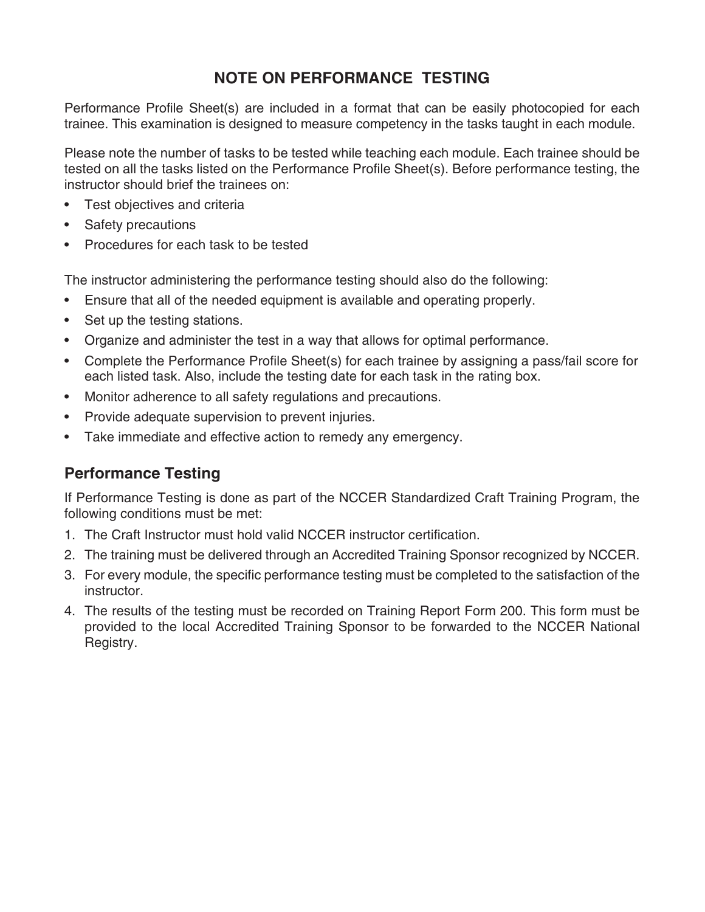# NOTE ON PERFORMANCE TESTING

Performance Profile Sheet(s) are included in a format that can be easily photocopied for each trainee. This examination is designed to measure competency in the tasks taught in each module.

Please note the number of tasks to be tested while teaching each module. Each trainee should be tested on all the tasks listed on the Performance Profile Sheet(s). Before performance testing, the instructor should brief the trainees on:

- Test objectives and criteria
- Safety precautions
- Procedures for each task to be tested

The instructor administering the performance testing should also do the following:

- Ensure that all of the needed equipment is available and operating properly.
- Set up the testing stations.
- Organize and administer the test in a way that allows for optimal performance.
- Complete the Performance Profile Sheet(s) for each trainee by assigning a pass/fail score for each listed task. Also, include the testing date for each task in the rating box.
- Monitor adherence to all safety regulations and precautions.
- Provide adequate supervision to prevent injuries.
- Take immediate and effective action to remedy any emergency.

## Performance Testing

If Performance Testing is done as part of the NCCER Standardized Craft Training Program, the following conditions must be met:

1. The Craft Instructor must hold valid NCCER instructor certification.
2. The training must be delivered through an Accredited Training Sponsor recognized by NCCER.
3. For every module, the specific performance testing must be completed to the satisfaction of the instructor.
4. The results of the testing must be recorded on Training Report Form 200. This form must be provided to the local Accredited Training Sponsor to be forwarded to the NCCER National Registry.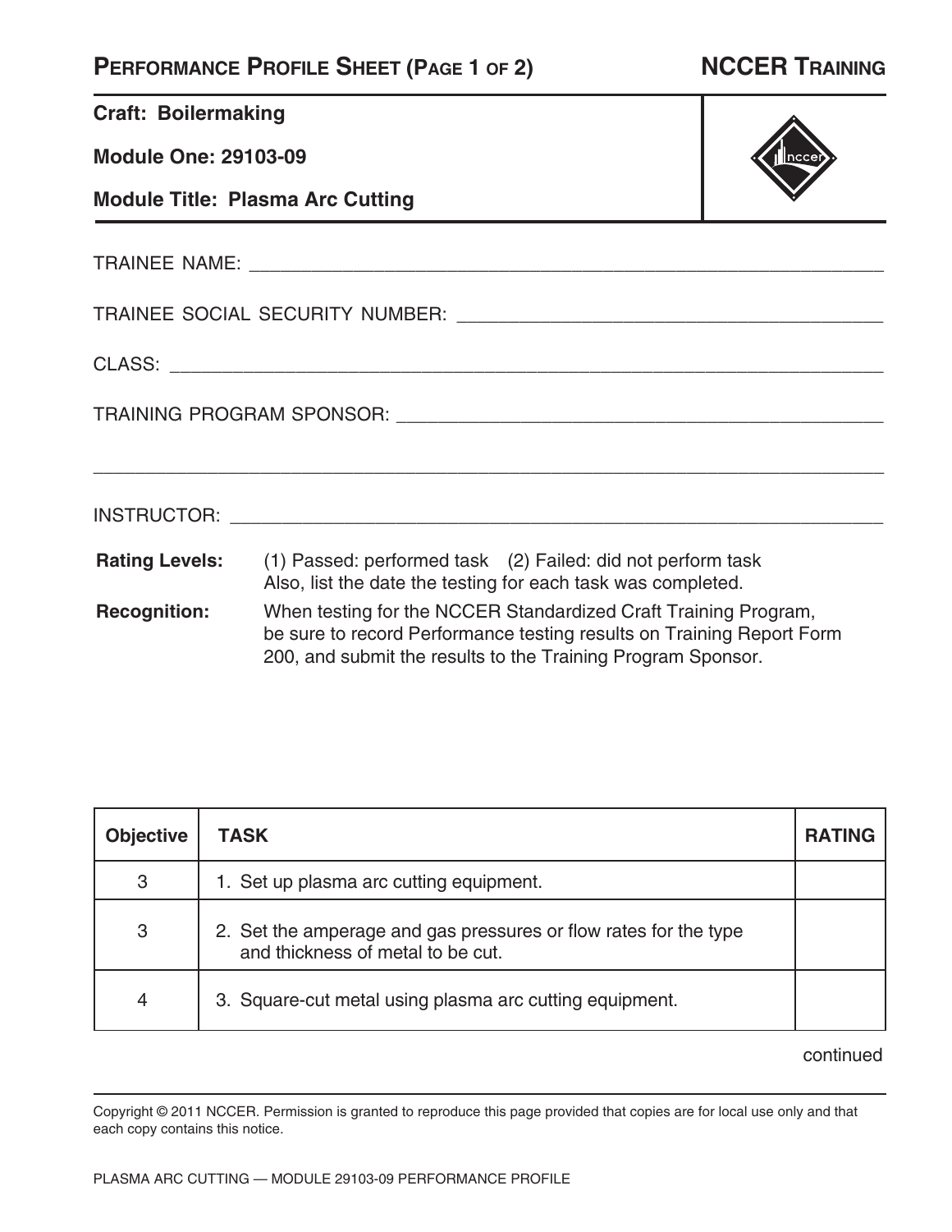# Performance Profile Sheet (Page 1 of 2)

**NCCER Training**

**Craft: Boilermaking**

**Module One: 29103-09**

**Module Title: Plasma Arc Cutting**

TRAINEE NAME: ______________________________________________

TRAINEE SOCIAL SECURITY NUMBER: ______________________________

CLASS: ______________________________________________________

TRAINING PROGRAM SPONSOR: ___________________________________

______________________________________________________________

INSTRUCTOR: _________________________________________________

**Rating Levels:** (1) Passed: performed task (2) Failed: did not perform task
Also, list the date the testing for each task was completed.

**Recognition:** When testing for the NCCER Standardized Craft Training Program, be sure to record Performance testing results on Training Report Form 200, and submit the results to the Training Program Sponsor.

| Objective | TASK | RATING |
|---|---|---|
| 3 | 1. Set up plasma arc cutting equipment. | |
| 3 | 2. Set the amperage and gas pressures or flow rates for the type and thickness of metal to be cut. | |
| 4 | 3. Square-cut metal using plasma arc cutting equipment. | |

continued

Copyright © 2011 NCCER. Permission is granted to reproduce this page provided that copies are for local use only and that each copy contains this notice.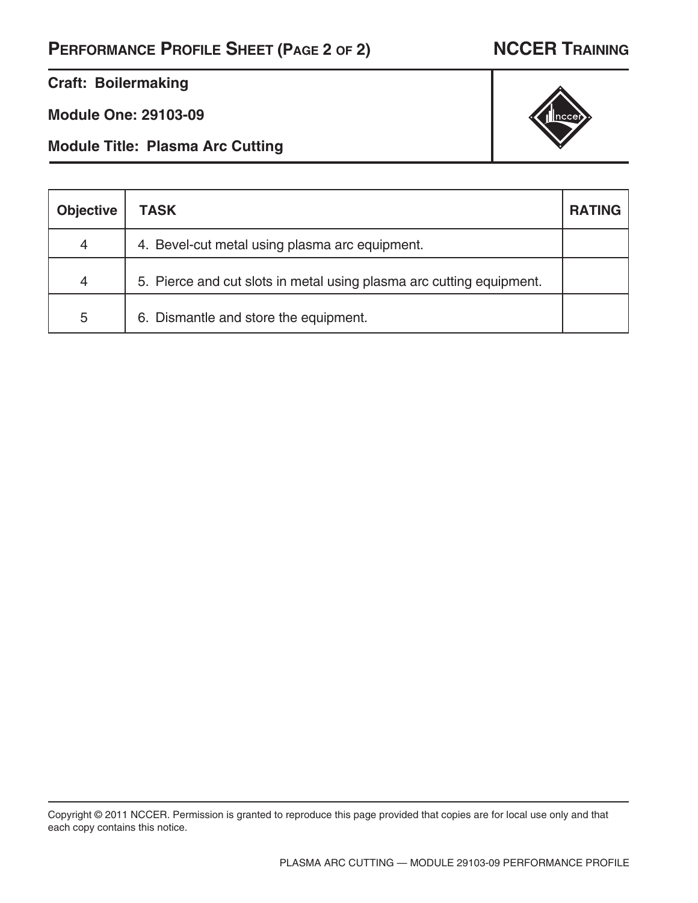## Performance Profile Sheet (Page 2 of 2)

**NCCER Training**

**Craft: Boilermaking**

**Module One: 29103-09**

**Module Title: Plasma Arc Cutting**

| Objective | TASK | RATING |
|---|---|---|
| 4 | 4. Bevel-cut metal using plasma arc equipment. | |
| 4 | 5. Pierce and cut slots in metal using plasma arc cutting equipment. | |
| 5 | 6. Dismantle and store the equipment. | |

Copyright © 2011 NCCER. Permission is granted to reproduce this page provided that copies are for local use only and that each copy contains this notice.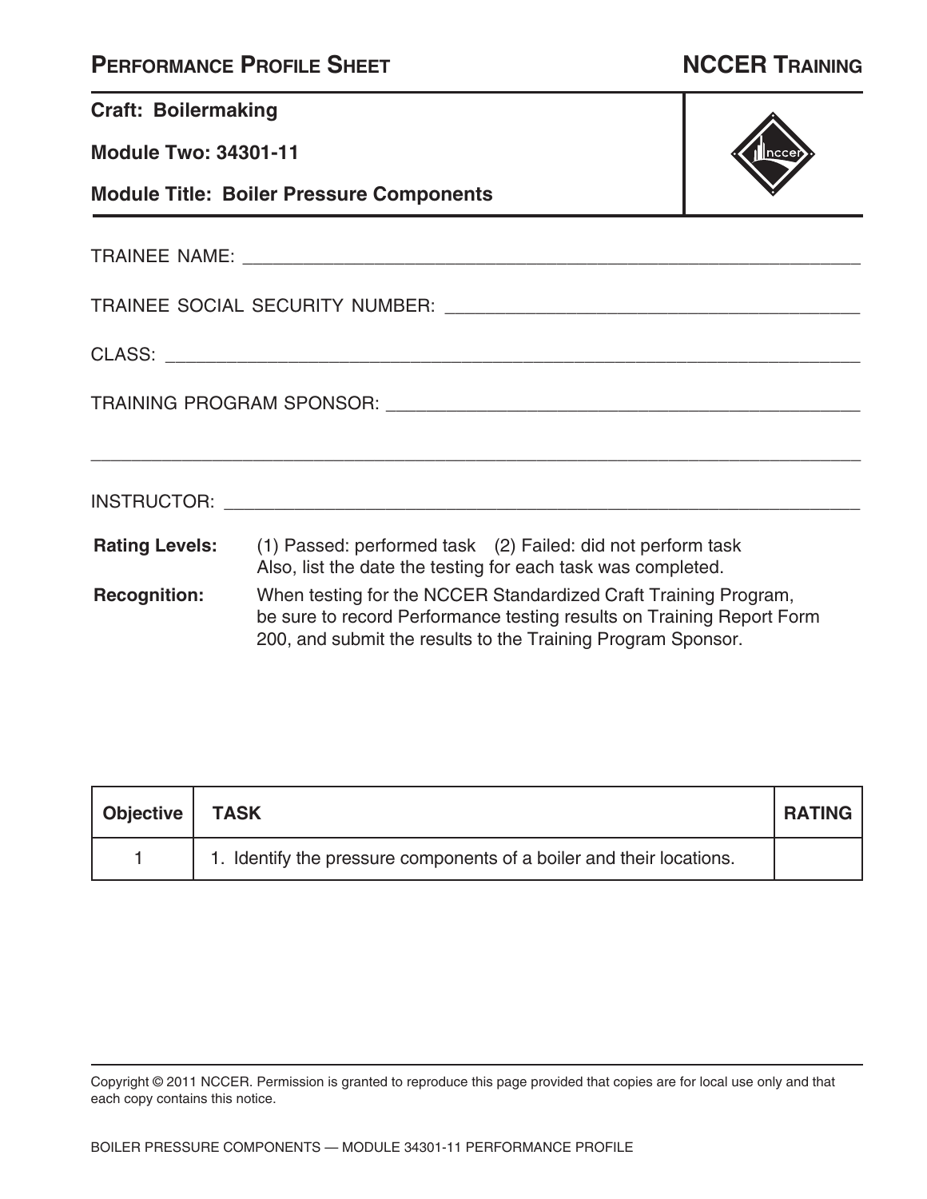## PERFORMANCE PROFILE SHEET — NCCER TRAINING

**Craft: Boilermaking**

**Module Two: 34301-11**

**Module Title: Boiler Pressure Components**

TRAINEE NAME: ____________________________________________

TRAINEE SOCIAL SECURITY NUMBER: ____________________________________________

CLASS: ____________________________________________

TRAINING PROGRAM SPONSOR: ____________________________________________

____________________________________________

INSTRUCTOR: ____________________________________________

**Rating Levels:** (1) Passed: performed task (2) Failed: did not perform task
Also, list the date the testing for each task was completed.

**Recognition:** When testing for the NCCER Standardized Craft Training Program, be sure to record Performance testing results on Training Report Form 200, and submit the results to the Training Program Sponsor.

| Objective | TASK | RATING |
|---|---|---|
| 1 | 1. Identify the pressure components of a boiler and their locations. | |

Copyright © 2011 NCCER. Permission is granted to reproduce this page provided that copies are for local use only and that each copy contains this notice.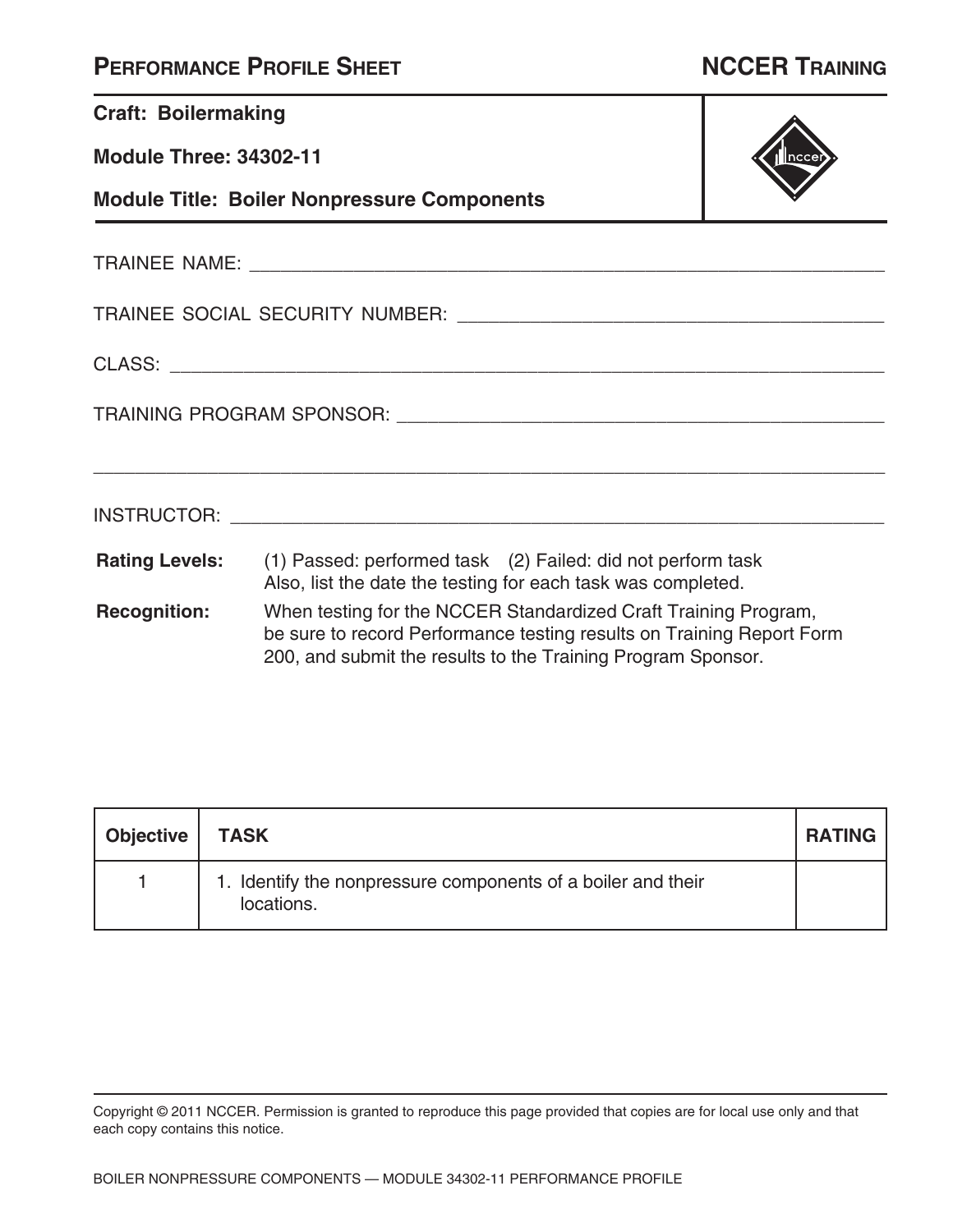# PERFORMANCE PROFILE SHEET — NCCER TRAINING

**Craft: Boilermaking**

**Module Three: 34302-11**

**Module Title: Boiler Nonpressure Components**

TRAINEE NAME: ____________________________________________

TRAINEE SOCIAL SECURITY NUMBER: ____________________________

CLASS: ________________________________________________

TRAINING PROGRAM SPONSOR: _________________________________

______________________________________________________

INSTRUCTOR: ____________________________________________

**Rating Levels:** (1) Passed: performed task (2) Failed: did not perform task
Also, list the date the testing for each task was completed.

**Recognition:** When testing for the NCCER Standardized Craft Training Program, be sure to record Performance testing results on Training Report Form 200, and submit the results to the Training Program Sponsor.

| Objective | TASK | RATING |
|---|---|---|
| 1 | 1. Identify the nonpressure components of a boiler and their locations. | |

Copyright © 2011 NCCER. Permission is granted to reproduce this page provided that copies are for local use only and that each copy contains this notice.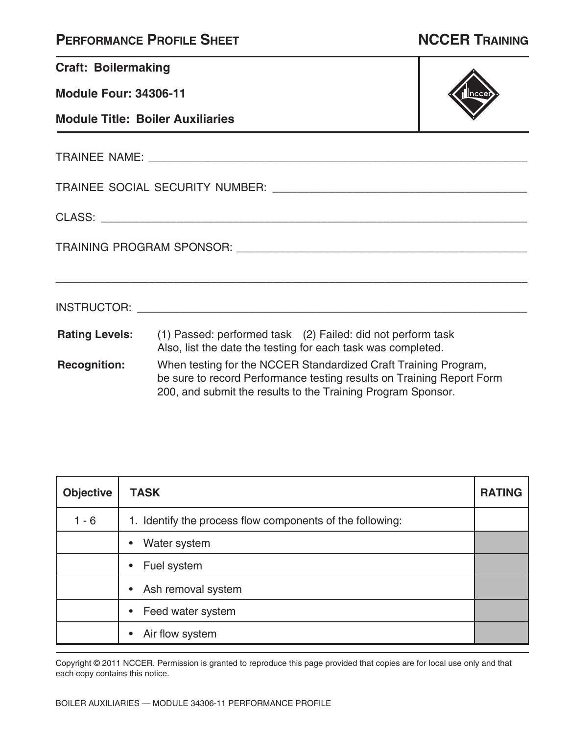# PERFORMANCE PROFILE SHEET — NCCER TRAINING

**Craft: Boilermaking**

**Module Four: 34306-11**

**Module Title: Boiler Auxiliaries**

TRAINEE NAME: ___________________________________________

TRAINEE SOCIAL SECURITY NUMBER: ___________________________

CLASS: _________________________________________________

TRAINING PROGRAM SPONSOR: _______________________________

_______________________________________________________

INSTRUCTOR: ____________________________________________

**Rating Levels:** (1) Passed: performed task (2) Failed: did not perform task
Also, list the date the testing for each task was completed.

**Recognition:** When testing for the NCCER Standardized Craft Training Program, be sure to record Performance testing results on Training Report Form 200, and submit the results to the Training Program Sponsor.

| Objective | TASK | RATING |
|---|---|---|
| 1 - 6 | 1. Identify the process flow components of the following: | |
| | • Water system | |
| | • Fuel system | |
| | • Ash removal system | |
| | • Feed water system | |
| | • Air flow system | |

Copyright © 2011 NCCER. Permission is granted to reproduce this page provided that copies are for local use only and that each copy contains this notice.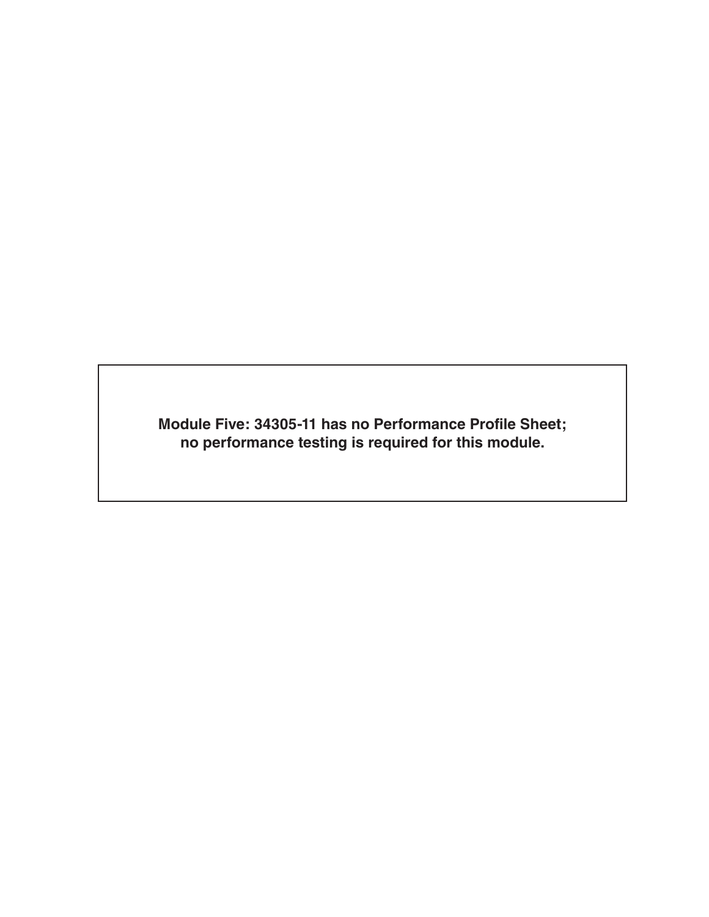**Module Five: 34305-11 has no Performance Profile Sheet; no performance testing is required for this module.**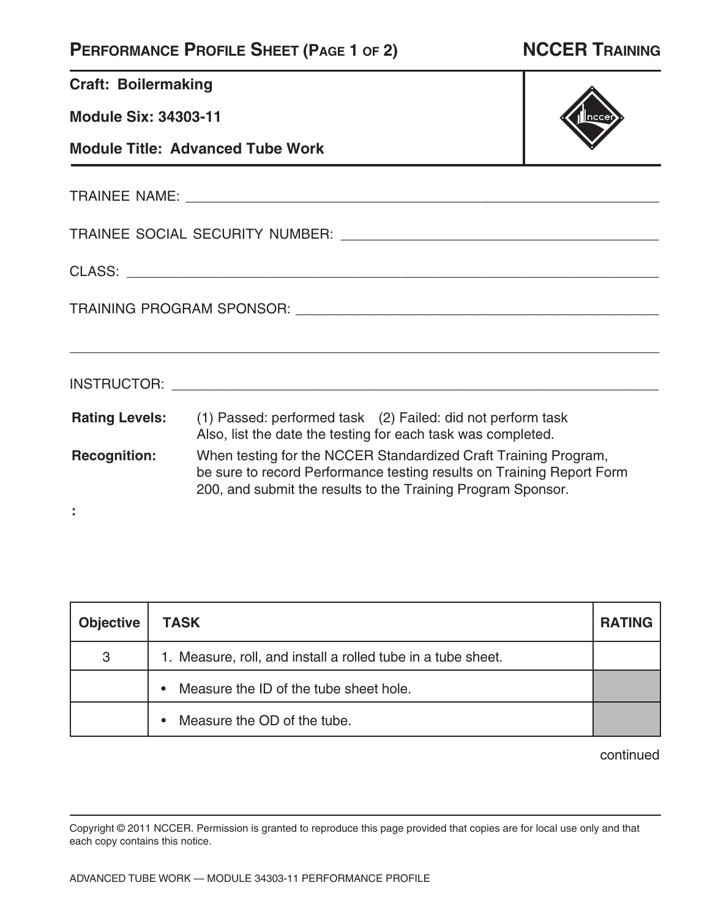## Performance Profile Sheet (Page 1 of 2)

**NCCER Training**

**Craft: Boilermaking**

**Module Six: 34303-11**

**Module Title: Advanced Tube Work**

TRAINEE NAME: ______________________________________________

TRAINEE SOCIAL SECURITY NUMBER: ______________________________

CLASS: ______________________________________________

TRAINING PROGRAM SPONSOR: ______________________________________

______________________________________________

INSTRUCTOR: ______________________________________________

**Rating Levels:** (1) Passed: performed task (2) Failed: did not perform task
Also, list the date the testing for each task was completed.

**Recognition:** When testing for the NCCER Standardized Craft Training Program, be sure to record Performance testing results on Training Report Form 200, and submit the results to the Training Program Sponsor.

:

| Objective | TASK | RATING |
|---|---|---|
| 3 | 1. Measure, roll, and install a rolled tube in a tube sheet. | |
| | • Measure the ID of the tube sheet hole. | |
| | • Measure the OD of the tube. | |

continued

Copyright © 2011 NCCER. Permission is granted to reproduce this page provided that copies are for local use only and that each copy contains this notice.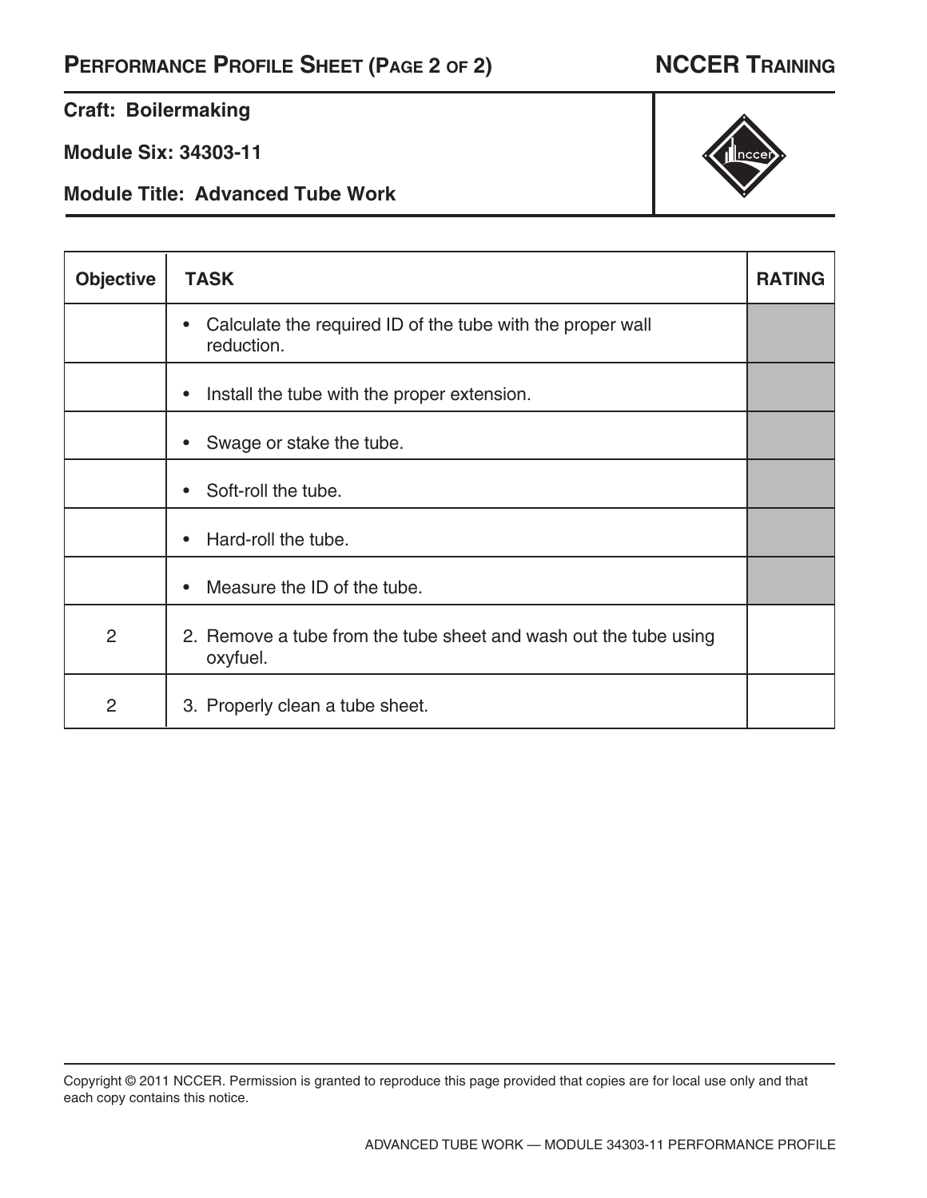# Performance Profile Sheet (Page 2 of 2)

**NCCER Training**

**Craft: Boilermaking**

**Module Six: 34303-11**

**Module Title: Advanced Tube Work**

| Objective | TASK | RATING |
|---|---|---|
| | • Calculate the required ID of the tube with the proper wall reduction. | |
| | • Install the tube with the proper extension. | |
| | • Swage or stake the tube. | |
| | • Soft-roll the tube. | |
| | • Hard-roll the tube. | |
| | • Measure the ID of the tube. | |
| 2 | 2. Remove a tube from the tube sheet and wash out the tube using oxyfuel. | |
| 2 | 3. Properly clean a tube sheet. | |

Copyright © 2011 NCCER. Permission is granted to reproduce this page provided that copies are for local use only and that each copy contains this notice.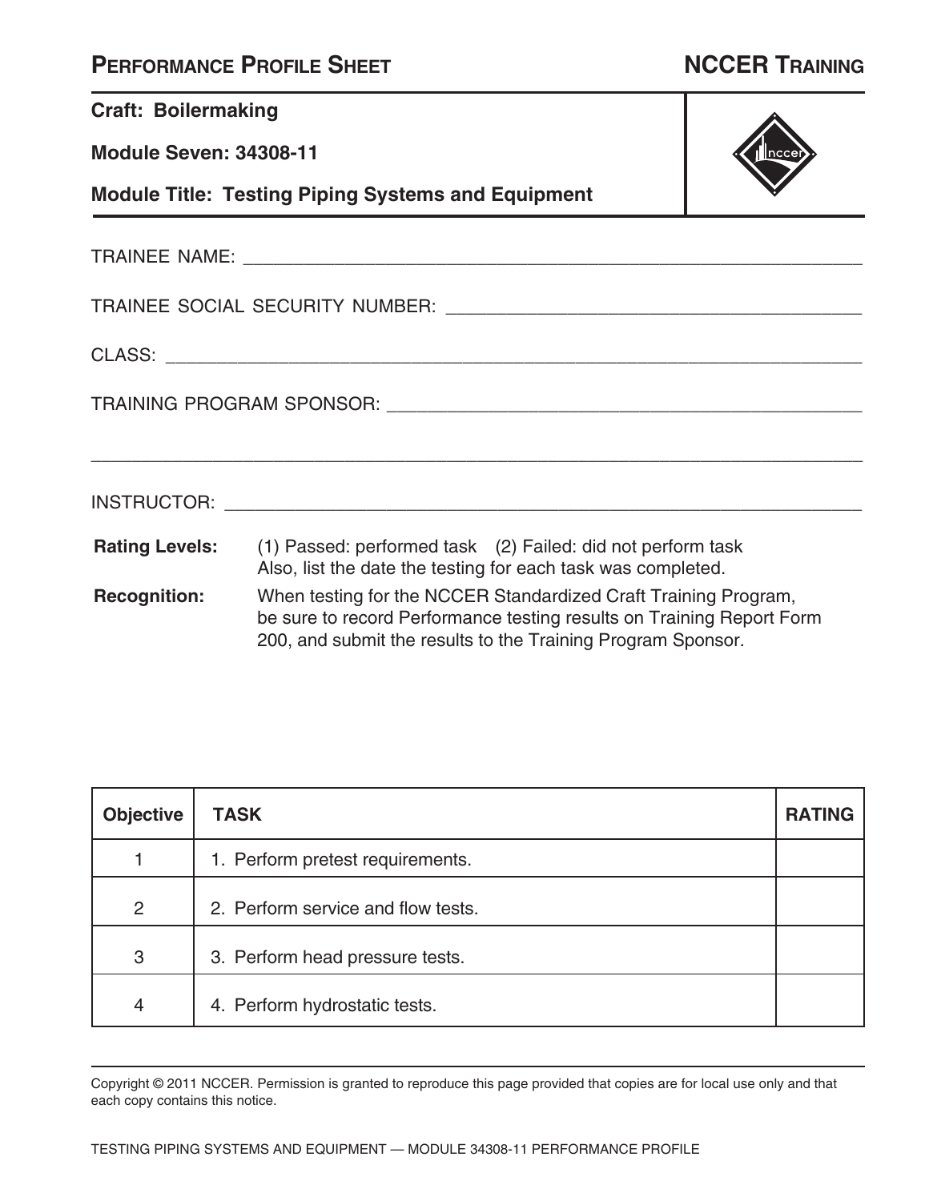## PERFORMANCE PROFILE SHEET — NCCER TRAINING

**Craft: Boilermaking**

**Module Seven: 34308-11**

**Module Title: Testing Piping Systems and Equipment**

TRAINEE NAME: ____________________________________________

TRAINEE SOCIAL SECURITY NUMBER: ____________________________

CLASS: ____________________________________________

TRAINING PROGRAM SPONSOR: ____________________________________

____________________________________________

INSTRUCTOR: ____________________________________________

**Rating Levels:** (1) Passed: performed task (2) Failed: did not perform task
Also, list the date the testing for each task was completed.

**Recognition:** When testing for the NCCER Standardized Craft Training Program, be sure to record Performance testing results on Training Report Form 200, and submit the results to the Training Program Sponsor.

| Objective | TASK | RATING |
|---|---|---|
| 1 | 1. Perform pretest requirements. | |
| 2 | 2. Perform service and flow tests. | |
| 3 | 3. Perform head pressure tests. | |
| 4 | 4. Perform hydrostatic tests. | |

Copyright © 2011 NCCER. Permission is granted to reproduce this page provided that copies are for local use only and that each copy contains this notice.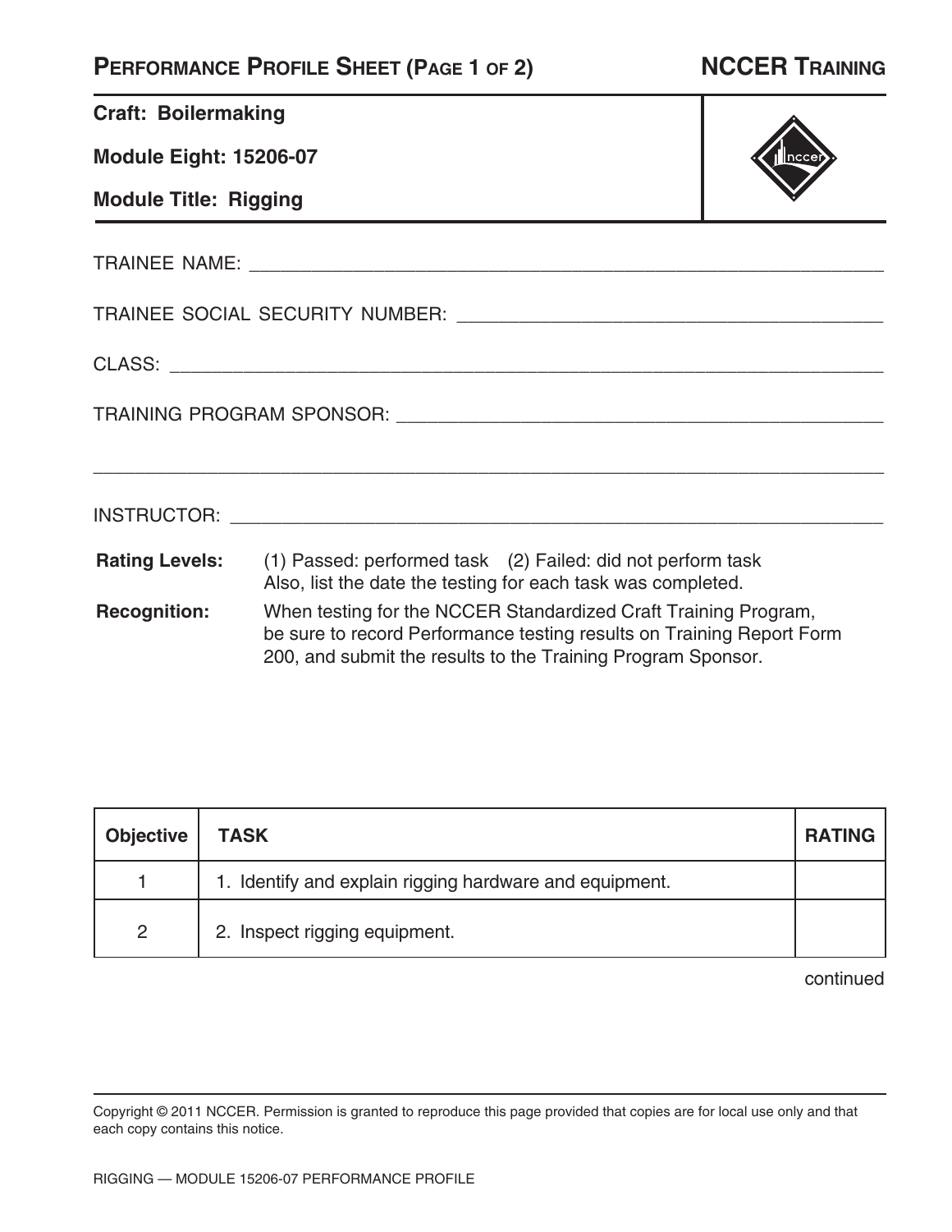# Performance Profile Sheet (Page 1 of 2)

**NCCER Training**

**Craft: Boilermaking**

**Module Eight: 15206-07**

**Module Title: Rigging**

TRAINEE NAME: ______________________________________________

TRAINEE SOCIAL SECURITY NUMBER: ______________________________

CLASS: ______________________________________________

TRAINING PROGRAM SPONSOR: ______________________________

______________________________________________

INSTRUCTOR: ______________________________________________

**Rating Levels:** (1) Passed: performed task (2) Failed: did not perform task
Also, list the date the testing for each task was completed.

**Recognition:** When testing for the NCCER Standardized Craft Training Program, be sure to record Performance testing results on Training Report Form 200, and submit the results to the Training Program Sponsor.

| Objective | TASK | RATING |
|---|---|---|
| 1 | 1. Identify and explain rigging hardware and equipment. | |
| 2 | 2. Inspect rigging equipment. | |

continued

Copyright © 2011 NCCER. Permission is granted to reproduce this page provided that copies are for local use only and that each copy contains this notice.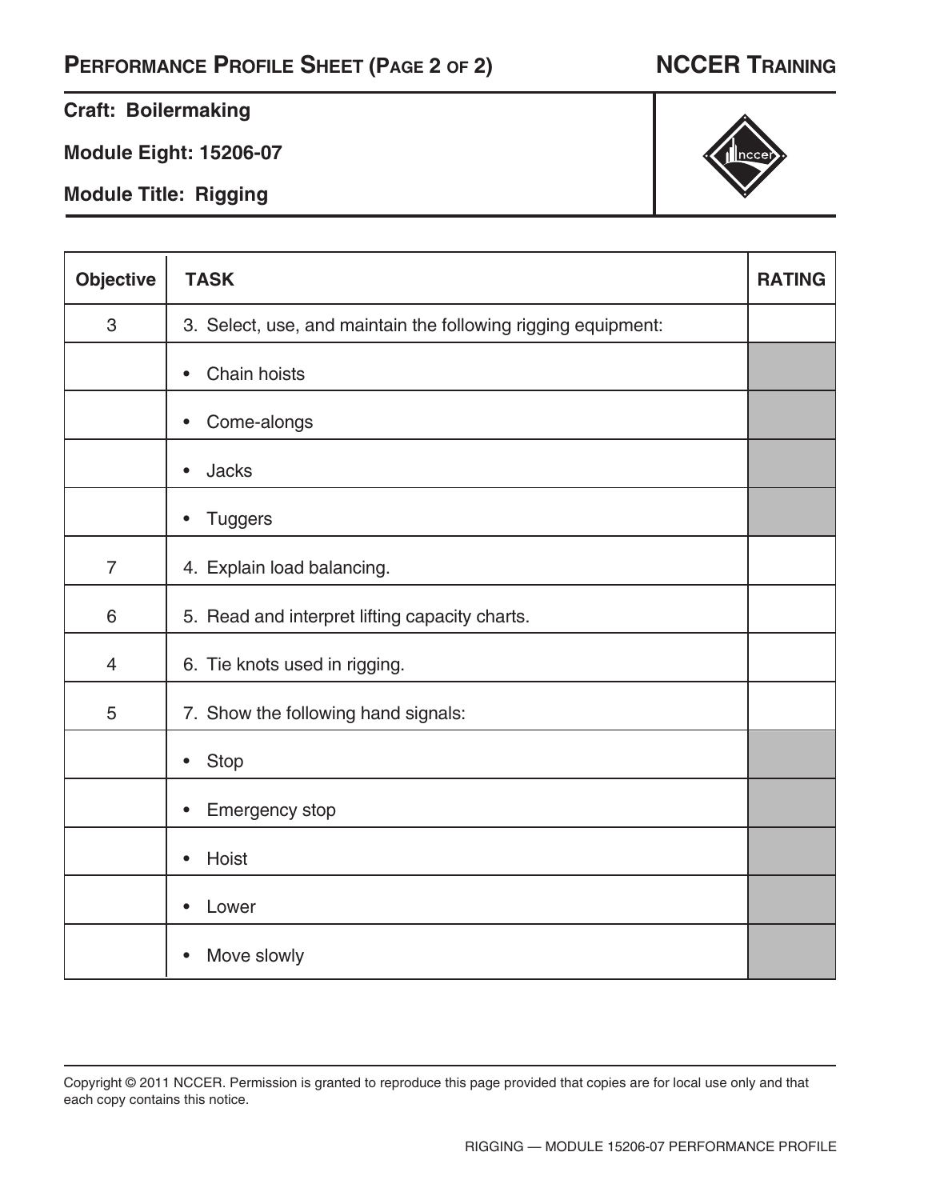## Performance Profile Sheet (Page 2 of 2) — NCCER Training

**Craft: Boilermaking**

**Module Eight: 15206-07**

**Module Title: Rigging**

| Objective | TASK | RATING |
|---|---|---|
| 3 | 3. Select, use, and maintain the following rigging equipment: | |
| | • Chain hoists | |
| | • Come-alongs | |
| | • Jacks | |
| | • Tuggers | |
| 7 | 4. Explain load balancing. | |
| 6 | 5. Read and interpret lifting capacity charts. | |
| 4 | 6. Tie knots used in rigging. | |
| 5 | 7. Show the following hand signals: | |
| | • Stop | |
| | • Emergency stop | |
| | • Hoist | |
| | • Lower | |
| | • Move slowly | |

Copyright © 2011 NCCER. Permission is granted to reproduce this page provided that copies are for local use only and that each copy contains this notice.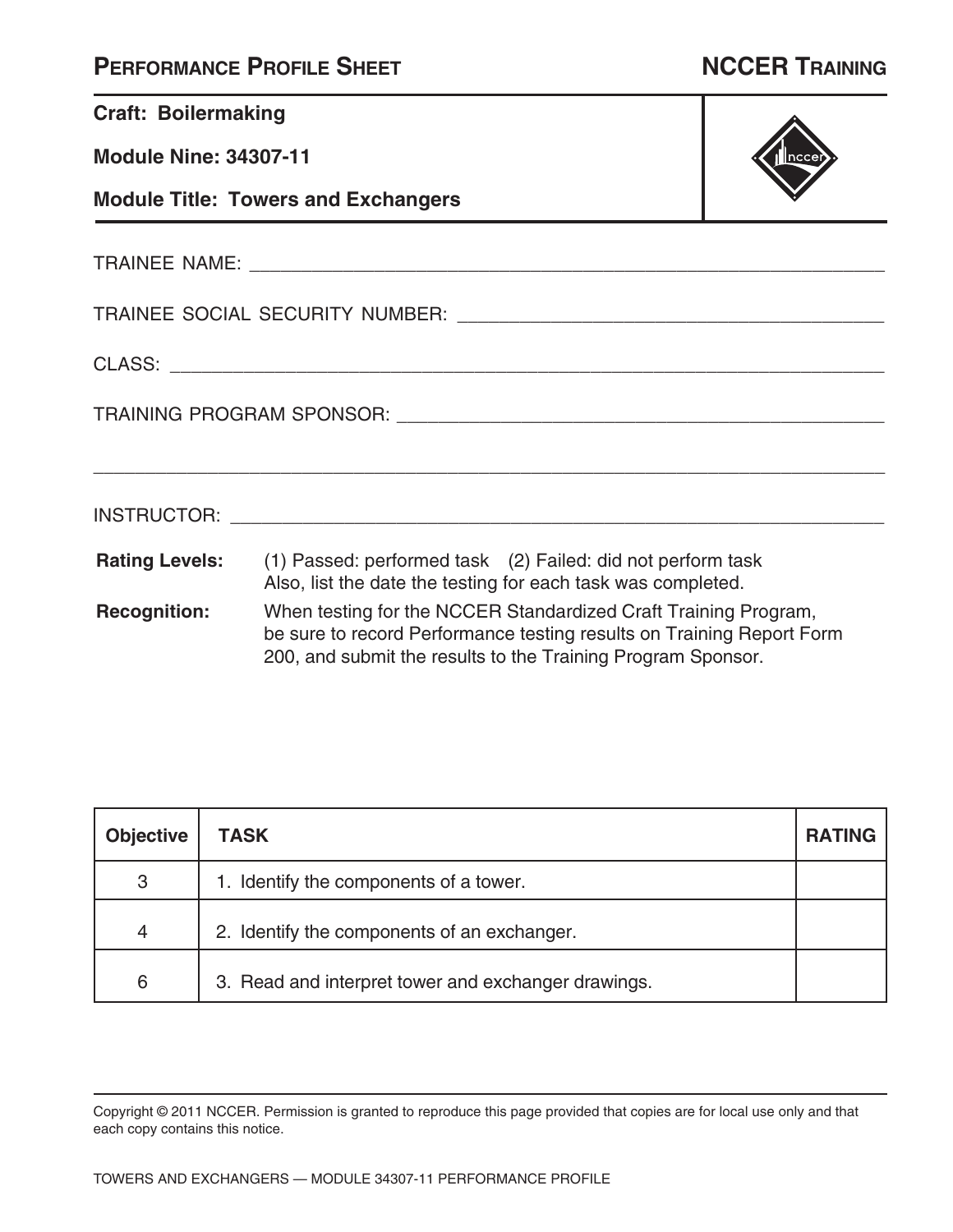# Performance Profile Sheet

## NCCER Training

**Craft: Boilermaking**

**Module Nine: 34307-11**

**Module Title: Towers and Exchangers**

TRAINEE NAME: ______________________________________________

TRAINEE SOCIAL SECURITY NUMBER: ______________________________

CLASS: ______________________________________________________

TRAINING PROGRAM SPONSOR: ___________________________________

_____________________________________________________________

INSTRUCTOR: _________________________________________________

**Rating Levels:** (1) Passed: performed task (2) Failed: did not perform task
Also, list the date the testing for each task was completed.

**Recognition:** When testing for the NCCER Standardized Craft Training Program, be sure to record Performance testing results on Training Report Form 200, and submit the results to the Training Program Sponsor.

| Objective | TASK | RATING |
|---|---|---|
| 3 | 1. Identify the components of a tower. | |
| 4 | 2. Identify the components of an exchanger. | |
| 6 | 3. Read and interpret tower and exchanger drawings. | |

Copyright © 2011 NCCER. Permission is granted to reproduce this page provided that copies are for local use only and that each copy contains this notice.